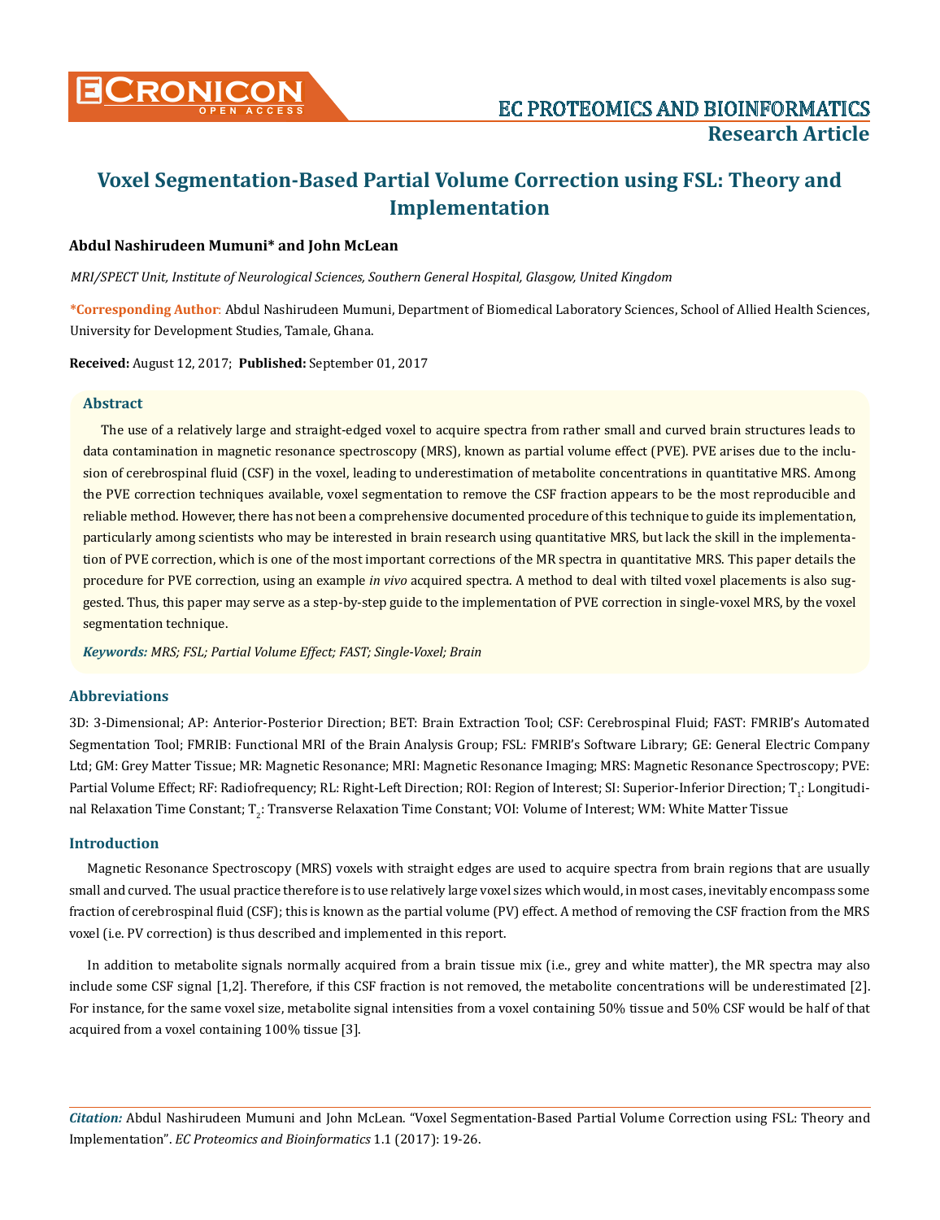# Voxel Segmentation-Based Partial Volume Correction using FSL: Theory and Implementation

**Abdul Nashirudeen Mumuni* and John McLean**

*MRI/SPECT Unit, Institute of Neurological Sciences, Southern General Hospital, Glasgow, United Kingdom*

***Corresponding Author**: Abdul Nashirudeen Mumuni, Department of Biomedical Laboratory Sciences, School of Allied Health Sciences, University for Development Studies, Tamale, Ghana.

**Received:** August 12, 2017; **Published:** September 01, 2017

## Abstract

The use of a relatively large and straight-edged voxel to acquire spectra from rather small and curved brain structures leads to data contamination in magnetic resonance spectroscopy (MRS), known as partial volume effect (PVE). PVE arises due to the inclusion of cerebrospinal fluid (CSF) in the voxel, leading to underestimation of metabolite concentrations in quantitative MRS. Among the PVE correction techniques available, voxel segmentation to remove the CSF fraction appears to be the most reproducible and reliable method. However, there has not been a comprehensive documented procedure of this technique to guide its implementation, particularly among scientists who may be interested in brain research using quantitative MRS, but lack the skill in the implementation of PVE correction, which is one of the most important corrections of the MR spectra in quantitative MRS. This paper details the procedure for PVE correction, using an example *in vivo* acquired spectra. A method to deal with tilted voxel placements is also suggested. Thus, this paper may serve as a step-by-step guide to the implementation of PVE correction in single-voxel MRS, by the voxel segmentation technique.

***Keywords:*** *MRS; FSL; Partial Volume Effect; FAST; Single-Voxel; Brain*

## Abbreviations

3D: 3-Dimensional; AP: Anterior-Posterior Direction; BET: Brain Extraction Tool; CSF: Cerebrospinal Fluid; FAST: FMRIB's Automated Segmentation Tool; FMRIB: Functional MRI of the Brain Analysis Group; FSL: FMRIB's Software Library; GE: General Electric Company Ltd; GM: Grey Matter Tissue; MR: Magnetic Resonance; MRI: Magnetic Resonance Imaging; MRS: Magnetic Resonance Spectroscopy; PVE: Partial Volume Effect; RF: Radiofrequency; RL: Right-Left Direction; ROI: Region of Interest; SI: Superior-Inferior Direction; $T_1$: Longitudinal Relaxation Time Constant; $T_2$: Transverse Relaxation Time Constant; VOI: Volume of Interest; WM: White Matter Tissue

## Introduction

Magnetic Resonance Spectroscopy (MRS) voxels with straight edges are used to acquire spectra from brain regions that are usually small and curved. The usual practice therefore is to use relatively large voxel sizes which would, in most cases, inevitably encompass some fraction of cerebrospinal fluid (CSF); this is known as the partial volume (PV) effect. A method of removing the CSF fraction from the MRS voxel (i.e. PV correction) is thus described and implemented in this report.

In addition to metabolite signals normally acquired from a brain tissue mix (i.e., grey and white matter), the MR spectra may also include some CSF signal [1,2]. Therefore, if this CSF fraction is not removed, the metabolite concentrations will be underestimated [2]. For instance, for the same voxel size, metabolite signal intensities from a voxel containing 50% tissue and 50% CSF would be half of that acquired from a voxel containing 100% tissue [3].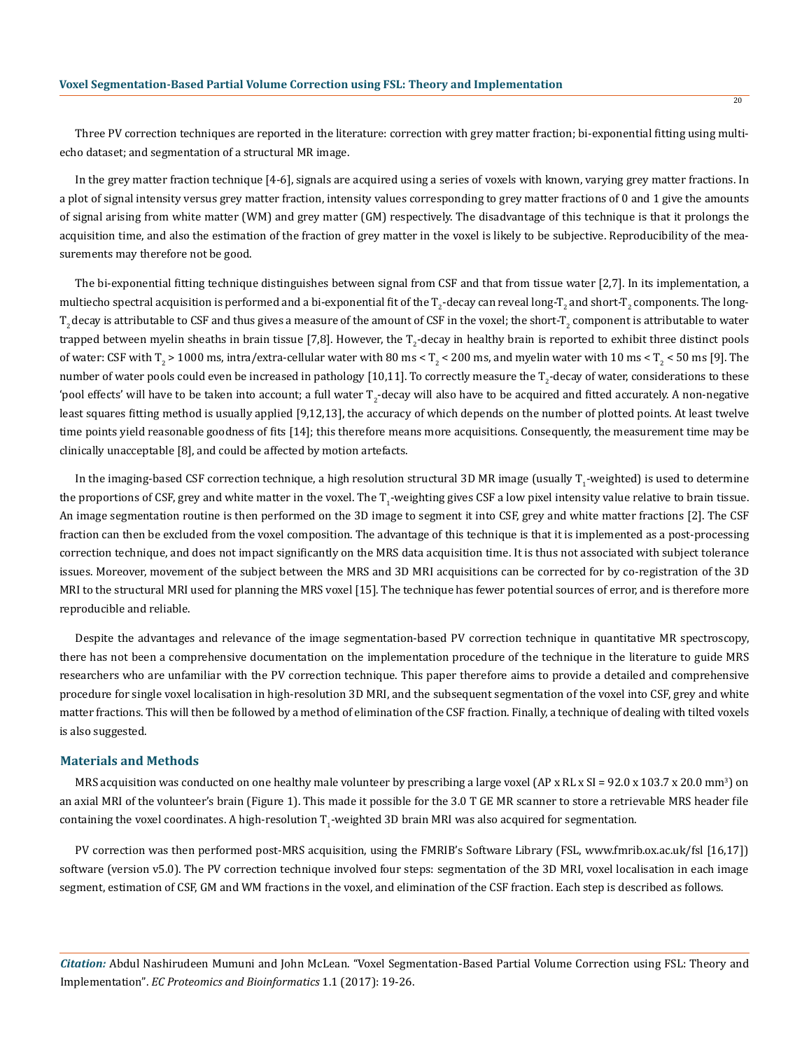Three PV correction techniques are reported in the literature: correction with grey matter fraction; bi-exponential fitting using multi-echo dataset; and segmentation of a structural MR image.

In the grey matter fraction technique [4-6], signals are acquired using a series of voxels with known, varying grey matter fractions. In a plot of signal intensity versus grey matter fraction, intensity values corresponding to grey matter fractions of 0 and 1 give the amounts of signal arising from white matter (WM) and grey matter (GM) respectively. The disadvantage of this technique is that it prolongs the acquisition time, and also the estimation of the fraction of grey matter in the voxel is likely to be subjective. Reproducibility of the measurements may therefore not be good.

The bi-exponential fitting technique distinguishes between signal from CSF and that from tissue water [2,7]. In its implementation, a multiecho spectral acquisition is performed and a bi-exponential fit of the $T_2$-decay can reveal long-$T_2$ and short-$T_2$ components. The long-$T_2$ decay is attributable to CSF and thus gives a measure of the amount of CSF in the voxel; the short-$T_2$ component is attributable to water trapped between myelin sheaths in brain tissue [7,8]. However, the $T_2$-decay in healthy brain is reported to exhibit three distinct pools of water: CSF with $T_2 > 1000$ ms, intra/extra-cellular water with 80 ms $< T_2 <$ 200 ms, and myelin water with 10 ms $< T_2 <$ 50 ms [9]. The number of water pools could even be increased in pathology [10,11]. To correctly measure the $T_2$-decay of water, considerations to these 'pool effects' will have to be taken into account; a full water $T_2$-decay will also have to be acquired and fitted accurately. A non-negative least squares fitting method is usually applied [9,12,13], the accuracy of which depends on the number of plotted points. At least twelve time points yield reasonable goodness of fits [14]; this therefore means more acquisitions. Consequently, the measurement time may be clinically unacceptable [8], and could be affected by motion artefacts.

In the imaging-based CSF correction technique, a high resolution structural 3D MR image (usually $T_1$-weighted) is used to determine the proportions of CSF, grey and white matter in the voxel. The $T_1$-weighting gives CSF a low pixel intensity value relative to brain tissue. An image segmentation routine is then performed on the 3D image to segment it into CSF, grey and white matter fractions [2]. The CSF fraction can then be excluded from the voxel composition. The advantage of this technique is that it is implemented as a post-processing correction technique, and does not impact significantly on the MRS data acquisition time. It is thus not associated with subject tolerance issues. Moreover, movement of the subject between the MRS and 3D MRI acquisitions can be corrected for by co-registration of the 3D MRI to the structural MRI used for planning the MRS voxel [15]. The technique has fewer potential sources of error, and is therefore more reproducible and reliable.

Despite the advantages and relevance of the image segmentation-based PV correction technique in quantitative MR spectroscopy, there has not been a comprehensive documentation on the implementation procedure of the technique in the literature to guide MRS researchers who are unfamiliar with the PV correction technique. This paper therefore aims to provide a detailed and comprehensive procedure for single voxel localisation in high-resolution 3D MRI, and the subsequent segmentation of the voxel into CSF, grey and white matter fractions. This will then be followed by a method of elimination of the CSF fraction. Finally, a technique of dealing with tilted voxels is also suggested.

## Materials and Methods

MRS acquisition was conducted on one healthy male volunteer by prescribing a large voxel (AP x RL x SI = 92.0 x 103.7 x 20.0 $mm^3$) on an axial MRI of the volunteer's brain (Figure 1). This made it possible for the 3.0 T GE MR scanner to store a retrievable MRS header file containing the voxel coordinates. A high-resolution $T_1$-weighted 3D brain MRI was also acquired for segmentation.

PV correction was then performed post-MRS acquisition, using the FMRIB's Software Library (FSL, www.fmrib.ox.ac.uk/fsl [16,17]) software (version v5.0). The PV correction technique involved four steps: segmentation of the 3D MRI, voxel localisation in each image segment, estimation of CSF, GM and WM fractions in the voxel, and elimination of the CSF fraction. Each step is described as follows.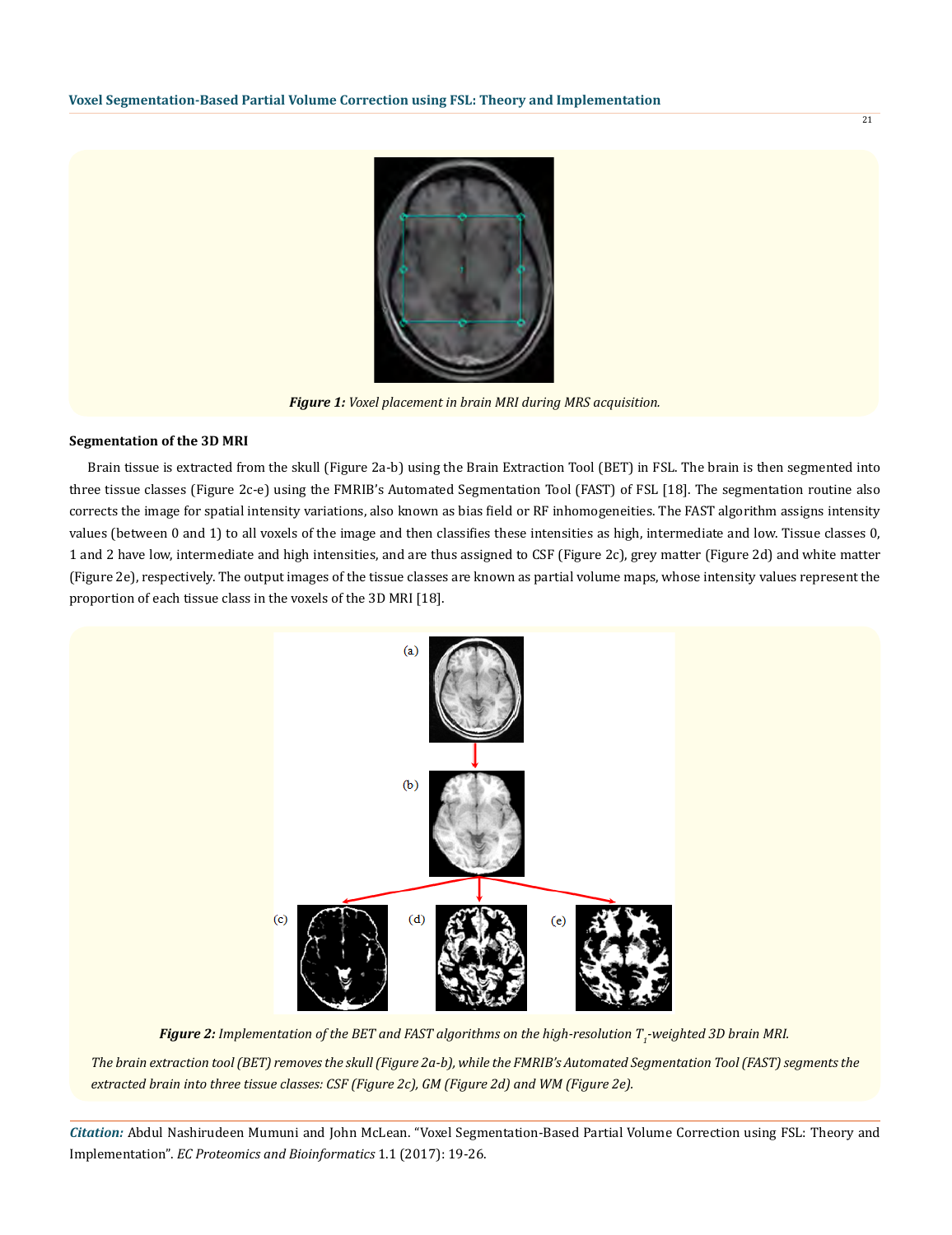*Figure 1: Voxel placement in brain MRI during MRS acquisition.*

### Segmentation of the 3D MRI

Brain tissue is extracted from the skull (Figure 2a-b) using the Brain Extraction Tool (BET) in FSL. The brain is then segmented into three tissue classes (Figure 2c-e) using the FMRIB's Automated Segmentation Tool (FAST) of FSL [18]. The segmentation routine also corrects the image for spatial intensity variations, also known as bias field or RF inhomogeneities. The FAST algorithm assigns intensity values (between 0 and 1) to all voxels of the image and then classifies these intensities as high, intermediate and low. Tissue classes 0, 1 and 2 have low, intermediate and high intensities, and are thus assigned to CSF (Figure 2c), grey matter (Figure 2d) and white matter (Figure 2e), respectively. The output images of the tissue classes are known as partial volume maps, whose intensity values represent the proportion of each tissue class in the voxels of the 3D MRI [18].

***Figure 2:*** *Implementation of the BET and FAST algorithms on the high-resolution $T_1$-weighted 3D brain MRI.*

*The brain extraction tool (BET) removes the skull (Figure 2a-b), while the FMRIB's Automated Segmentation Tool (FAST) segments the extracted brain into three tissue classes: CSF (Figure 2c), GM (Figure 2d) and WM (Figure 2e).*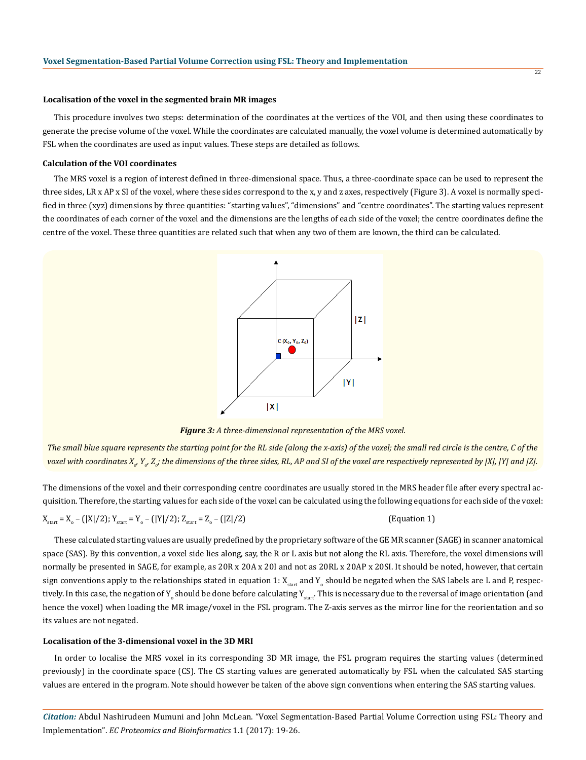### Localisation of the voxel in the segmented brain MR images

This procedure involves two steps: determination of the coordinates at the vertices of the VOI, and then using these coordinates to generate the precise volume of the voxel. While the coordinates are calculated manually, the voxel volume is determined automatically by FSL when the coordinates are used as input values. These steps are detailed as follows.

### Calculation of the VOI coordinates

The MRS voxel is a region of interest defined in three-dimensional space. Thus, a three-coordinate space can be used to represent the three sides, LR x AP x SI of the voxel, where these sides correspond to the x, y and z axes, respectively (Figure 3). A voxel is normally specified in three (xyz) dimensions by three quantities: "starting values", "dimensions" and "centre coordinates". The starting values represent the coordinates of each corner of the voxel and the dimensions are the lengths of each side of the voxel; the centre coordinates define the centre of the voxel. These three quantities are related such that when any two of them are known, the third can be calculated.

***Figure 3:*** *A three-dimensional representation of the MRS voxel.*

*The small blue square represents the starting point for the RL side (along the x-axis) of the voxel; the small red circle is the centre, C of the voxel with coordinates $X_o$, $Y_o$, $Z_o$; the dimensions of the three sides, RL, AP and SI of the voxel are respectively represented by |X|, |Y| and |Z|.*

The dimensions of the voxel and their corresponding centre coordinates are usually stored in the MRS header file after every spectral acquisition. Therefore, the starting values for each side of the voxel can be calculated using the following equations for each side of the voxel:

$$X_{start} = X_o - (|X|/2); \; Y_{start} = Y_o - (|Y|/2); \; Z_{start} = Z_o - (|Z|/2) \qquad \text{(Equation 1)}$$

These calculated starting values are usually predefined by the proprietary software of the GE MR scanner (SAGE) in scanner anatomical space (SAS). By this convention, a voxel side lies along, say, the R or L axis but not along the RL axis. Therefore, the voxel dimensions will normally be presented in SAGE, for example, as 20R x 20A x 20I and not as 20RL x 20AP x 20SI. It should be noted, however, that certain sign conventions apply to the relationships stated in equation 1: $X_{start}$ and $Y_o$ should be negated when the SAS labels are L and P, respectively. In this case, the negation of $Y_o$ should be done before calculating $Y_{start}$. This is necessary due to the reversal of image orientation (and hence the voxel) when loading the MR image/voxel in the FSL program. The Z-axis serves as the mirror line for the reorientation and so its values are not negated.

### Localisation of the 3-dimensional voxel in the 3D MRI

In order to localise the MRS voxel in its corresponding 3D MR image, the FSL program requires the starting values (determined previously) in the coordinate space (CS). The CS starting values are generated automatically by FSL when the calculated SAS starting values are entered in the program. Note should however be taken of the above sign conventions when entering the SAS starting values.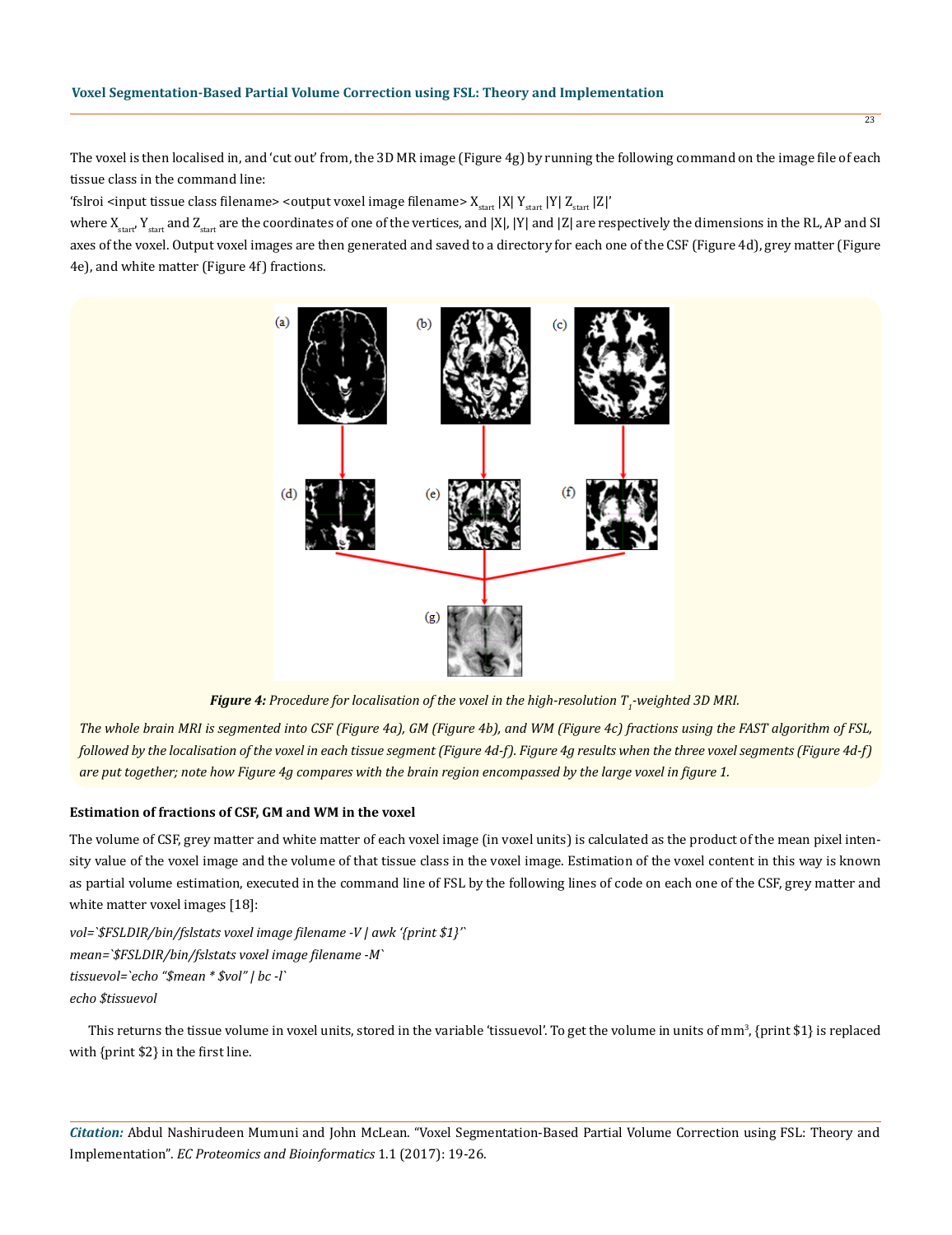The voxel is then localised in, and 'cut out' from, the 3D MR image (Figure 4g) by running the following command on the image file of each tissue class in the command line:

'fslroi <input tissue class filename> <output voxel image filename> $X_{start}$ |X| $Y_{start}$ |Y| $Z_{start}$ |Z|'

where $X_{start}$, $Y_{start}$ and $Z_{start}$ are the coordinates of one of the vertices, and |X|, |Y| and |Z| are respectively the dimensions in the RL, AP and SI axes of the voxel. Output voxel images are then generated and saved to a directory for each one of the CSF (Figure 4d), grey matter (Figure 4e), and white matter (Figure 4f) fractions.

***Figure 4:*** *Procedure for localisation of the voxel in the high-resolution $T_1$-weighted 3D MRI.*

*The whole brain MRI is segmented into CSF (Figure 4a), GM (Figure 4b), and WM (Figure 4c) fractions using the FAST algorithm of FSL, followed by the localisation of the voxel in each tissue segment (Figure 4d-f). Figure 4g results when the three voxel segments (Figure 4d-f) are put together; note how Figure 4g compares with the brain region encompassed by the large voxel in figure 1.*

### Estimation of fractions of CSF, GM and WM in the voxel

The volume of CSF, grey matter and white matter of each voxel image (in voxel units) is calculated as the product of the mean pixel intensity value of the voxel image and the volume of that tissue class in the voxel image. Estimation of the voxel content in this way is known as partial volume estimation, executed in the command line of FSL by the following lines of code on each one of the CSF, grey matter and white matter voxel images [18]:

```
vol=`$FSLDIR/bin/fslstats voxel image filename -V | awk '{print $1}'`
mean=`$FSLDIR/bin/fslstats voxel image filename -M`
tissuevol=`echo "$mean * $vol" | bc -l`
echo $tissuevol
```

This returns the tissue volume in voxel units, stored in the variable 'tissuevol'. To get the volume in units of $mm^3$, {print $1} is replaced with {print $2} in the first line.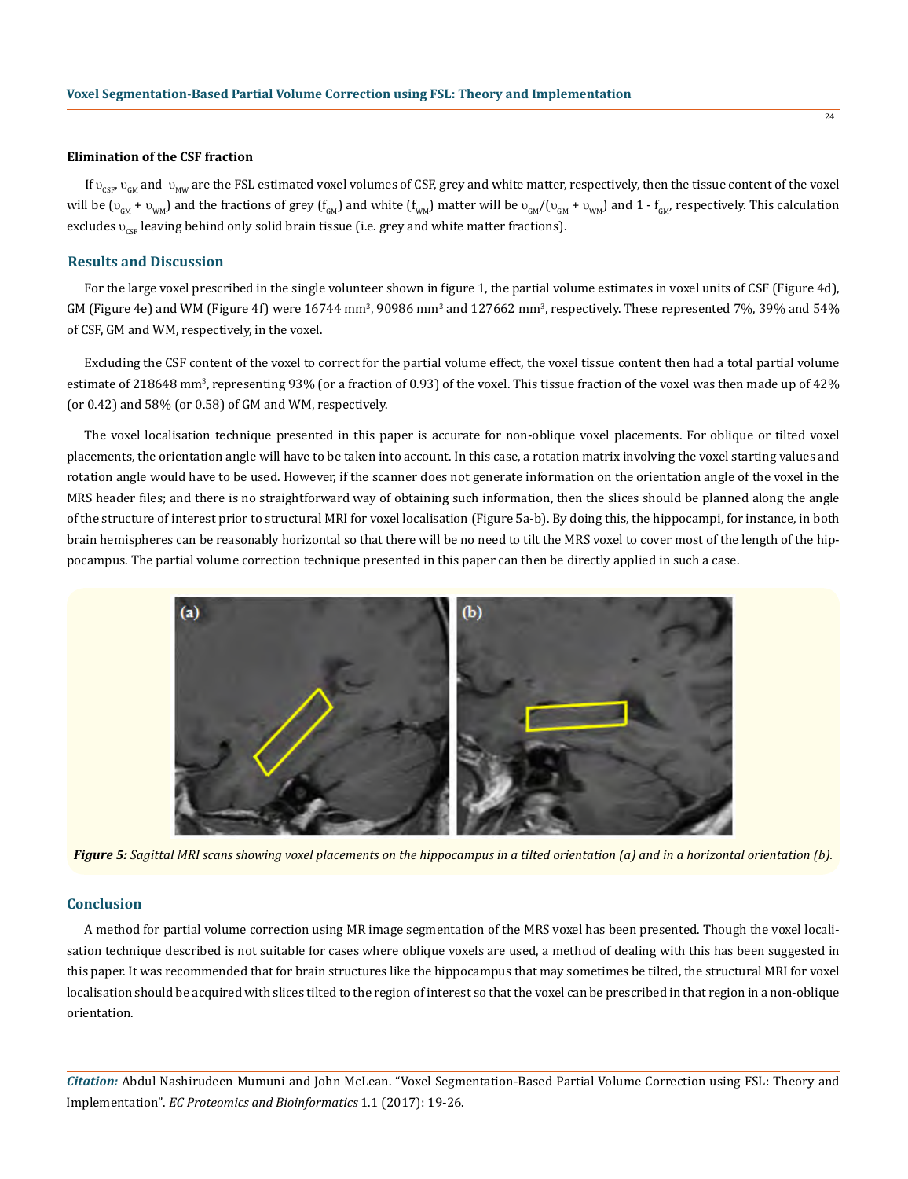### Elimination of the CSF fraction

If $\upsilon_{CSF}$, $\upsilon_{GM}$ and $\upsilon_{MW}$ are the FSL estimated voxel volumes of CSF, grey and white matter, respectively, then the tissue content of the voxel will be ($\upsilon_{GM} + \upsilon_{WM}$) and the fractions of grey ($f_{GM}$) and white ($f_{WM}$) matter will be $\upsilon_{GM}/(\upsilon_{GM} + \upsilon_{WM})$ and $1 - f_{GM}$, respectively. This calculation excludes $\upsilon_{CSF}$ leaving behind only solid brain tissue (i.e. grey and white matter fractions).

## Results and Discussion

For the large voxel prescribed in the single volunteer shown in figure 1, the partial volume estimates in voxel units of CSF (Figure 4d), GM (Figure 4e) and WM (Figure 4f) were 16744 $mm^3$, 90986 $mm^3$ and 127662 $mm^3$, respectively. These represented 7%, 39% and 54% of CSF, GM and WM, respectively, in the voxel.

Excluding the CSF content of the voxel to correct for the partial volume effect, the voxel tissue content then had a total partial volume estimate of 218648 $mm^3$, representing 93% (or a fraction of 0.93) of the voxel. This tissue fraction of the voxel was then made up of 42% (or 0.42) and 58% (or 0.58) of GM and WM, respectively.

The voxel localisation technique presented in this paper is accurate for non-oblique voxel placements. For oblique or tilted voxel placements, the orientation angle will have to be taken into account. In this case, a rotation matrix involving the voxel starting values and rotation angle would have to be used. However, if the scanner does not generate information on the orientation angle of the voxel in the MRS header files; and there is no straightforward way of obtaining such information, then the slices should be planned along the angle of the structure of interest prior to structural MRI for voxel localisation (Figure 5a-b). By doing this, the hippocampi, for instance, in both brain hemispheres can be reasonably horizontal so that there will be no need to tilt the MRS voxel to cover most of the length of the hippocampus. The partial volume correction technique presented in this paper can then be directly applied in such a case.

***Figure 5:*** *Sagittal MRI scans showing voxel placements on the hippocampus in a tilted orientation (a) and in a horizontal orientation (b).*

## Conclusion

A method for partial volume correction using MR image segmentation of the MRS voxel has been presented. Though the voxel localisation technique described is not suitable for cases where oblique voxels are used, a method of dealing with this has been suggested in this paper. It was recommended that for brain structures like the hippocampus that may sometimes be tilted, the structural MRI for voxel localisation should be acquired with slices tilted to the region of interest so that the voxel can be prescribed in that region in a non-oblique orientation.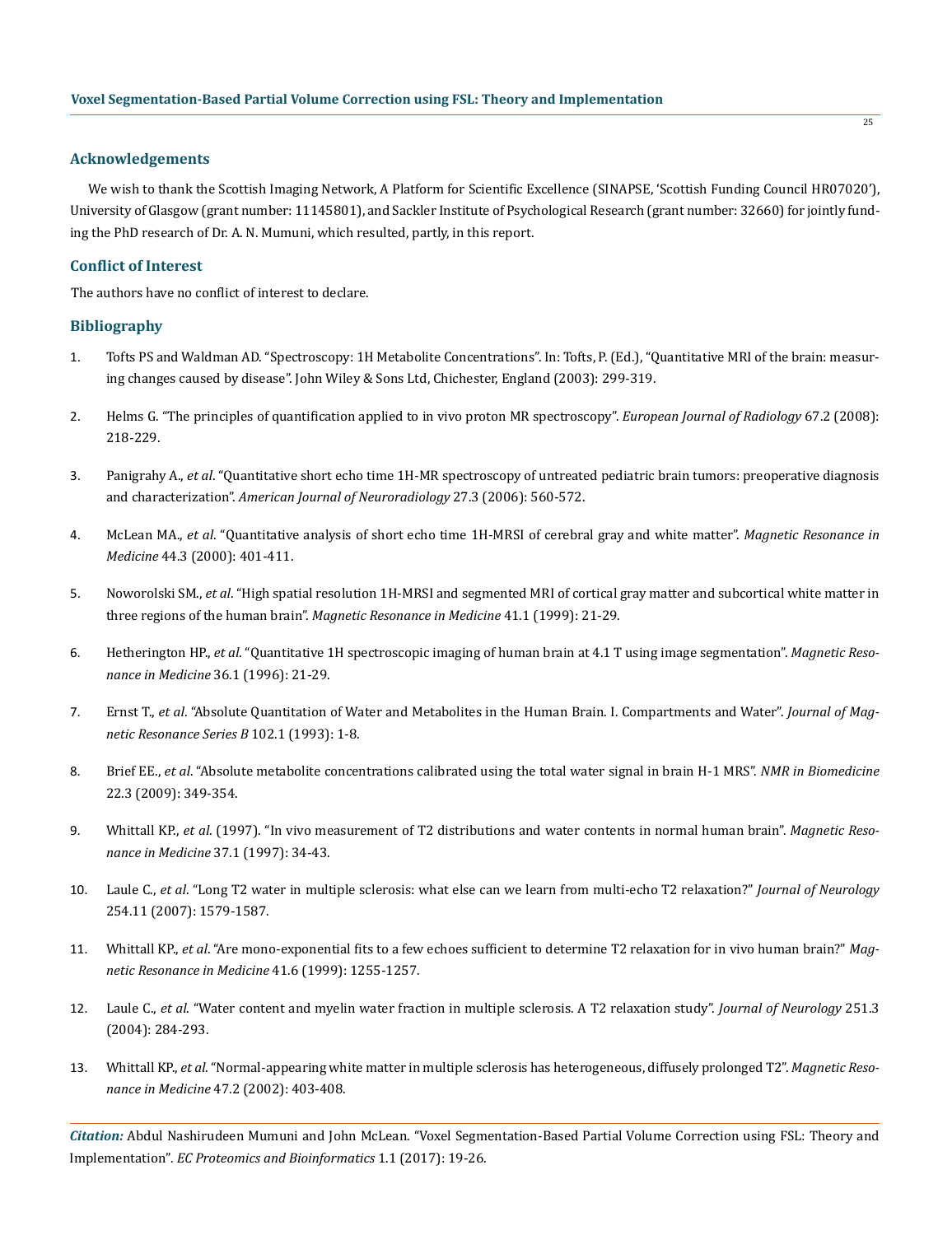## Acknowledgements

We wish to thank the Scottish Imaging Network, A Platform for Scientific Excellence (SINAPSE, 'Scottish Funding Council HR07020'), University of Glasgow (grant number: 11145801), and Sackler Institute of Psychological Research (grant number: 32660) for jointly funding the PhD research of Dr. A. N. Mumuni, which resulted, partly, in this report.

## Conflict of Interest

The authors have no conflict of interest to declare.

## Bibliography

1. Tofts PS and Waldman AD. "Spectroscopy: 1H Metabolite Concentrations". In: Tofts, P. (Ed.), "Quantitative MRI of the brain: measuring changes caused by disease". John Wiley & Sons Ltd, Chichester, England (2003): 299-319.
2. Helms G. "The principles of quantification applied to in vivo proton MR spectroscopy". *European Journal of Radiology* 67.2 (2008): 218-229.
3. Panigrahy A., *et al*. "Quantitative short echo time 1H-MR spectroscopy of untreated pediatric brain tumors: preoperative diagnosis and characterization". *American Journal of Neuroradiology* 27.3 (2006): 560-572.
4. McLean MA., *et al*. "Quantitative analysis of short echo time 1H-MRSI of cerebral gray and white matter". *Magnetic Resonance in Medicine* 44.3 (2000): 401-411.
5. Noworolski SM., *et al*. "High spatial resolution 1H-MRSI and segmented MRI of cortical gray matter and subcortical white matter in three regions of the human brain". *Magnetic Resonance in Medicine* 41.1 (1999): 21-29.
6. Hetherington HP., *et al*. "Quantitative 1H spectroscopic imaging of human brain at 4.1 T using image segmentation". *Magnetic Resonance in Medicine* 36.1 (1996): 21-29.
7. Ernst T., *et al*. "Absolute Quantitation of Water and Metabolites in the Human Brain. I. Compartments and Water". *Journal of Magnetic Resonance Series B* 102.1 (1993): 1-8.
8. Brief EE., *et al*. "Absolute metabolite concentrations calibrated using the total water signal in brain H-1 MRS". *NMR in Biomedicine* 22.3 (2009): 349-354.
9. Whittall KP., *et al*. (1997). "In vivo measurement of T2 distributions and water contents in normal human brain". *Magnetic Resonance in Medicine* 37.1 (1997): 34-43.
10. Laule C., *et al*. "Long T2 water in multiple sclerosis: what else can we learn from multi-echo T2 relaxation?" *Journal of Neurology* 254.11 (2007): 1579-1587.
11. Whittall KP., *et al*. "Are mono-exponential fits to a few echoes sufficient to determine T2 relaxation for in vivo human brain?" *Magnetic Resonance in Medicine* 41.6 (1999): 1255-1257.
12. Laule C., *et al*. "Water content and myelin water fraction in multiple sclerosis. A T2 relaxation study". *Journal of Neurology* 251.3 (2004): 284-293.
13. Whittall KP., *et al*. "Normal-appearing white matter in multiple sclerosis has heterogeneous, diffusely prolonged T2". *Magnetic Resonance in Medicine* 47.2 (2002): 403-408.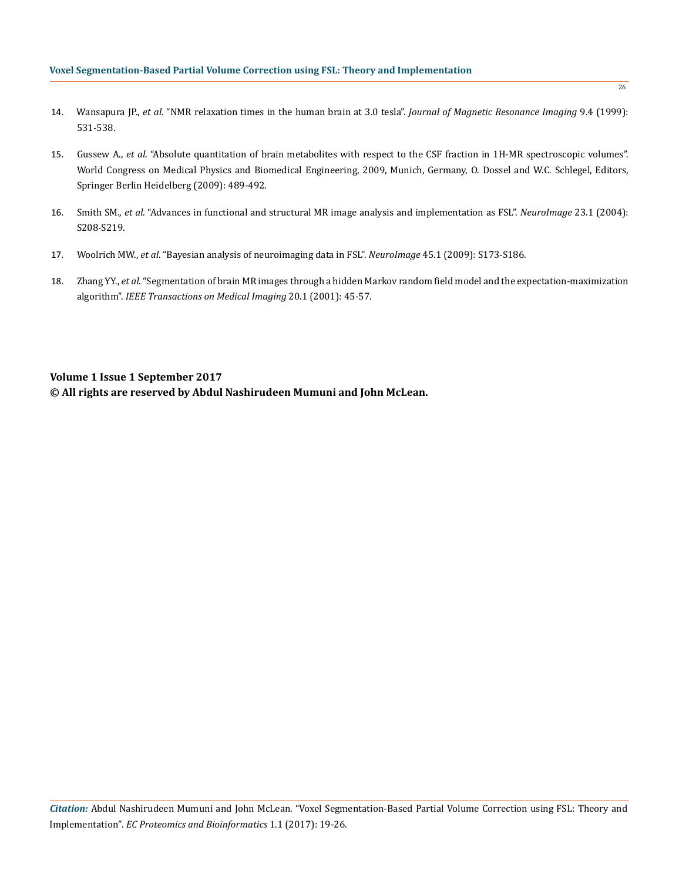14. Wansapura JP., *et al*. "NMR relaxation times in the human brain at 3.0 tesla". *Journal of Magnetic Resonance Imaging* 9.4 (1999): 531-538.

15. Gussew A., *et al*. "Absolute quantitation of brain metabolites with respect to the CSF fraction in 1H-MR spectroscopic volumes". World Congress on Medical Physics and Biomedical Engineering, 2009, Munich, Germany, O. Dossel and W.C. Schlegel, Editors, Springer Berlin Heidelberg (2009): 489-492.

16. Smith SM., *et al*. "Advances in functional and structural MR image analysis and implementation as FSL". *NeuroImage* 23.1 (2004): S208-S219.

17. Woolrich MW., *et al*. "Bayesian analysis of neuroimaging data in FSL". *NeuroImage* 45.1 (2009): S173-S186.

18. Zhang YY., *et al*. "Segmentation of brain MR images through a hidden Markov random field model and the expectation-maximization algorithm". *IEEE Transactions on Medical Imaging* 20.1 (2001): 45-57.

**Volume 1 Issue 1 September 2017**
**© All rights are reserved by Abdul Nashirudeen Mumuni and John McLean.**